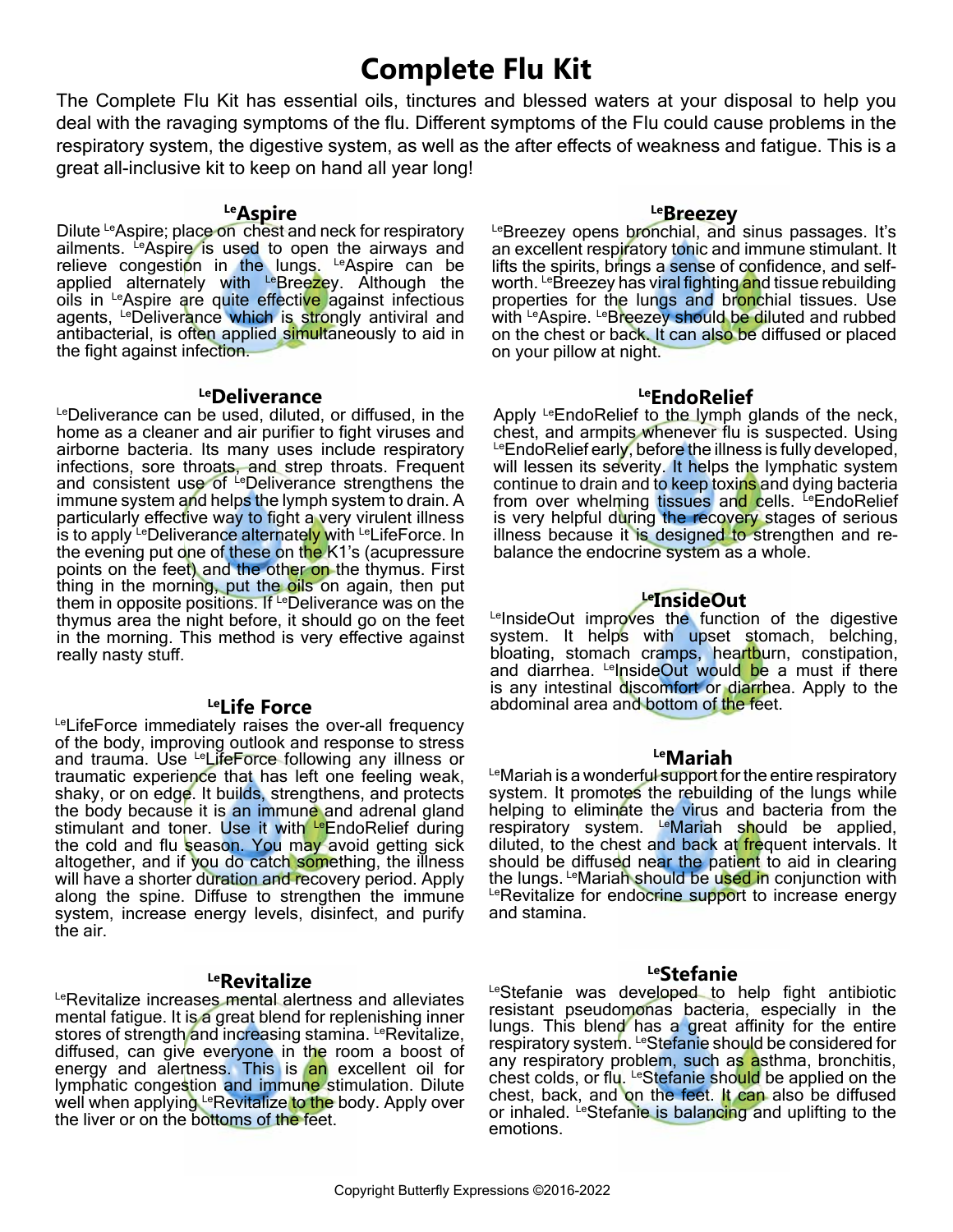# Complete Flu Kit

The Complete Flu Kit has essential oils, tinctures and blessed waters at your disposal to help you deal with the ravaging symptoms of the flu. Different symptoms of the Flu could cause problems in the respiratory system, the digestive system, as well as the after effects of weakness and fatigue. This is a great all-inclusive kit to keep on hand all year long!

## LeAspire

Dilute LeAspire; place on chest and neck for respiratory ailments. LeAspire is used to open the airways and relieve congestion in the lungs. LeAspire can be applied alternately with LeBreezey. Although the oils in LeAspire are quite effective against infectious agents, LeDeliverance which is strongly antiviral and antibacterial, is often applied simultaneously to aid in the fight against infection.

## LeDeliverance

LeDeliverance can be used, diluted, or diffused, in the home as a cleaner and air purifier to fight viruses and airborne bacteria. Its many uses include respiratory infections, sore throats, and strep throats. Frequent and consistent use of LeDeliverance strengthens the immune system and helps the lymph system to drain. A particularly effective way to fight a very virulent illness is to apply LeDeliverance alternately with LeLifeForce. In the evening put one of these on the K1's (acupressure points on the feet) and the other on the thymus. First thing in the morning, put the oils on again, then put them in opposite positions. If LeDeliverance was on the thymus area the night before, it should go on the feet in the morning. This method is very effective against really nasty stuff.

## LeLife Force

LeLifeForce immediately raises the over-all frequency of the body, improving outlook and response to stress and trauma. Use LeLifeForce following any illness or traumatic experience that has left one feeling weak, shaky, or on edge. It builds, strengthens, and protects the body because it is an immune and adrenal gland stimulant and toner. Use it with LeEndoRelief during the cold and flu season. You may avoid getting sick altogether, and if you do catch something, the illness will have a shorter duration and recovery period. Apply along the spine. Diffuse to strengthen the immune system, increase energy levels, disinfect, and purify the air.

## LeRevitalize

LeRevitalize increases mental alertness and alleviates mental fatigue. It is a great blend for replenishing inner stores of strength and increasing stamina. LeRevitalize, diffused, can give everyone in the room a boost of energy and alertness. This is an excellent oil for lymphatic congestion and immune stimulation. Dilute well when applying LeRevitalize to the body. Apply over the liver or on the bottoms of the feet.

## LeBreezey

LeBreezey opens bronchial, and sinus passages. It's an excellent respiratory tonic and immune stimulant. It lifts the spirits, brings a sense of confidence, and self-worth. LeBreezey has viral fighting and tissue rebuilding properties for the lungs and bronchial tissues. Use with LeAspire. LeBreezey should be diluted and rubbed on the chest or back. It can also be diffused or placed on your pillow at night.

## LeEndoRelief

Apply LeEndoRelief to the lymph glands of the neck, chest, and armpits whenever flu is suspected. Using LeEndoRelief early, before the illness is fully developed, will lessen its severity. It helps the lymphatic system continue to drain and to keep toxins and dying bacteria from over whelming tissues and cells. LeEndoRelief is very helpful during the recovery stages of serious illness because it is designed to strengthen and re-balance the endocrine system as a whole.

## LeInsideOut

LeInsideOut improves the function of the digestive system. It helps with upset stomach, belching, bloating, stomach cramps, heartburn, constipation, and diarrhea. LeInsideOut would be a must if there is any intestinal discomfort or diarrhea. Apply to the abdominal area and bottom of the feet.

## LeMariah

LeMariah is a wonderful support for the entire respiratory system. It promotes the rebuilding of the lungs while helping to eliminate the virus and bacteria from the respiratory system. LeMariah should be applied, diluted, to the chest and back at frequent intervals. It should be diffused near the patient to aid in clearing the lungs. LeMariah should be used in conjunction with LeRevitalize for endocrine support to increase energy and stamina.

## LeStefanie

LeStefanie was developed to help fight antibiotic resistant pseudomonas bacteria, especially in the lungs. This blend has a great affinity for the entire respiratory system. LeStefanie should be considered for any respiratory problem, such as asthma, bronchitis, chest colds, or flu. LeStefanie should be applied on the chest, back, and on the feet. It can also be diffused or inhaled. LeStefanie is balancing and uplifting to the emotions.

Copyright Butterfly Expressions ©2016-2022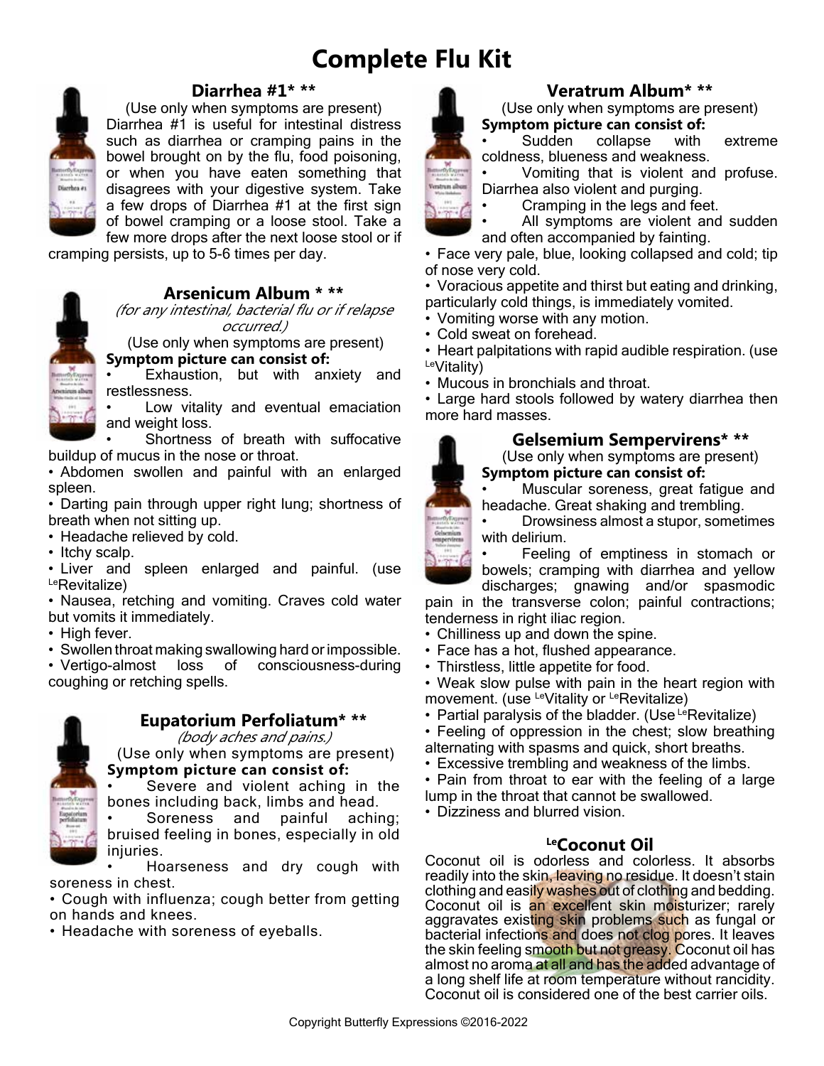# Complete Flu Kit

## Diarrhea #1* **

(Use only when symptoms are present)

Diarrhea #1 is useful for intestinal distress such as diarrhea or cramping pains in the bowel brought on by the flu, food poisoning, or when you have eaten something that disagrees with your digestive system. Take a few drops of Diarrhea #1 at the first sign of bowel cramping or a loose stool. Take a few more drops after the next loose stool or if cramping persists, up to 5-6 times per day.

## Arsenicum Album * **

*(for any intestinal, bacterial flu or if relapse occurred.)*

(Use only when symptoms are present)

**Symptom picture can consist of:**

- Exhaustion, but with anxiety and restlessness.
- Low vitality and eventual emaciation and weight loss.
- Shortness of breath with suffocative buildup of mucus in the nose or throat.
- Abdomen swollen and painful with an enlarged spleen.
- Darting pain through upper right lung; shortness of breath when not sitting up.
- Headache relieved by cold.
- Itchy scalp.
- Liver and spleen enlarged and painful. (use LeRevitalize)
- Nausea, retching and vomiting. Craves cold water but vomits it immediately.
- High fever.
- Swollen throat making swallowing hard or impossible.
- Vertigo-almost loss of consciousness-during coughing or retching spells.

## Eupatorium Perfoliatum* **

*(body aches and pains.)*

(Use only when symptoms are present)

**Symptom picture can consist of:**

- Severe and violent aching in the bones including back, limbs and head.
- Soreness and painful aching; bruised feeling in bones, especially in old injuries.
- Hoarseness and dry cough with soreness in chest.
- Cough with influenza; cough better from getting on hands and knees.
- Headache with soreness of eyeballs.

## Veratrum Album* **

(Use only when symptoms are present)

**Symptom picture can consist of:**

- Sudden collapse with extreme coldness, blueness and weakness.
- Vomiting that is violent and profuse. Diarrhea also violent and purging.
- Cramping in the legs and feet.
- All symptoms are violent and sudden and often accompanied by fainting.
- Face very pale, blue, looking collapsed and cold; tip of nose very cold.
- Voracious appetite and thirst but eating and drinking, particularly cold things, is immediately vomited.
- Vomiting worse with any motion.
- Cold sweat on forehead.
- Heart palpitations with rapid audible respiration. (use LeVitality)
- Mucous in bronchials and throat.
- Large hard stools followed by watery diarrhea then more hard masses.

## Gelsemium Sempervirens* **

(Use only when symptoms are present)

**Symptom picture can consist of:**

- Muscular soreness, great fatigue and headache. Great shaking and trembling.
- Drowsiness almost a stupor, sometimes with delirium.
- Feeling of emptiness in stomach or bowels; cramping with diarrhea and yellow discharges; gnawing and/or spasmodic pain in the transverse colon; painful contractions; tenderness in right iliac region.
- Chilliness up and down the spine.
- Face has a hot, flushed appearance.
- Thirstless, little appetite for food.
- Weak slow pulse with pain in the heart region with movement. (use LeVitality or LeRevitalize)
- Partial paralysis of the bladder. (Use LeRevitalize)
- Feeling of oppression in the chest; slow breathing alternating with spasms and quick, short breaths.
- Excessive trembling and weakness of the limbs.
- Pain from throat to ear with the feeling of a large lump in the throat that cannot be swallowed.
- Dizziness and blurred vision.

## LeCoconut Oil

Coconut oil is odorless and colorless. It absorbs readily into the skin, leaving no residue. It doesn't stain clothing and easily washes out of clothing and bedding. Coconut oil is an excellent skin moisturizer; rarely aggravates existing skin problems such as fungal or bacterial infections and does not clog pores. It leaves the skin feeling smooth but not greasy. Coconut oil has almost no aroma at all and has the added advantage of a long shelf life at room temperature without rancidity. Coconut oil is considered one of the best carrier oils.

Copyright Butterfly Expressions ©2016-2022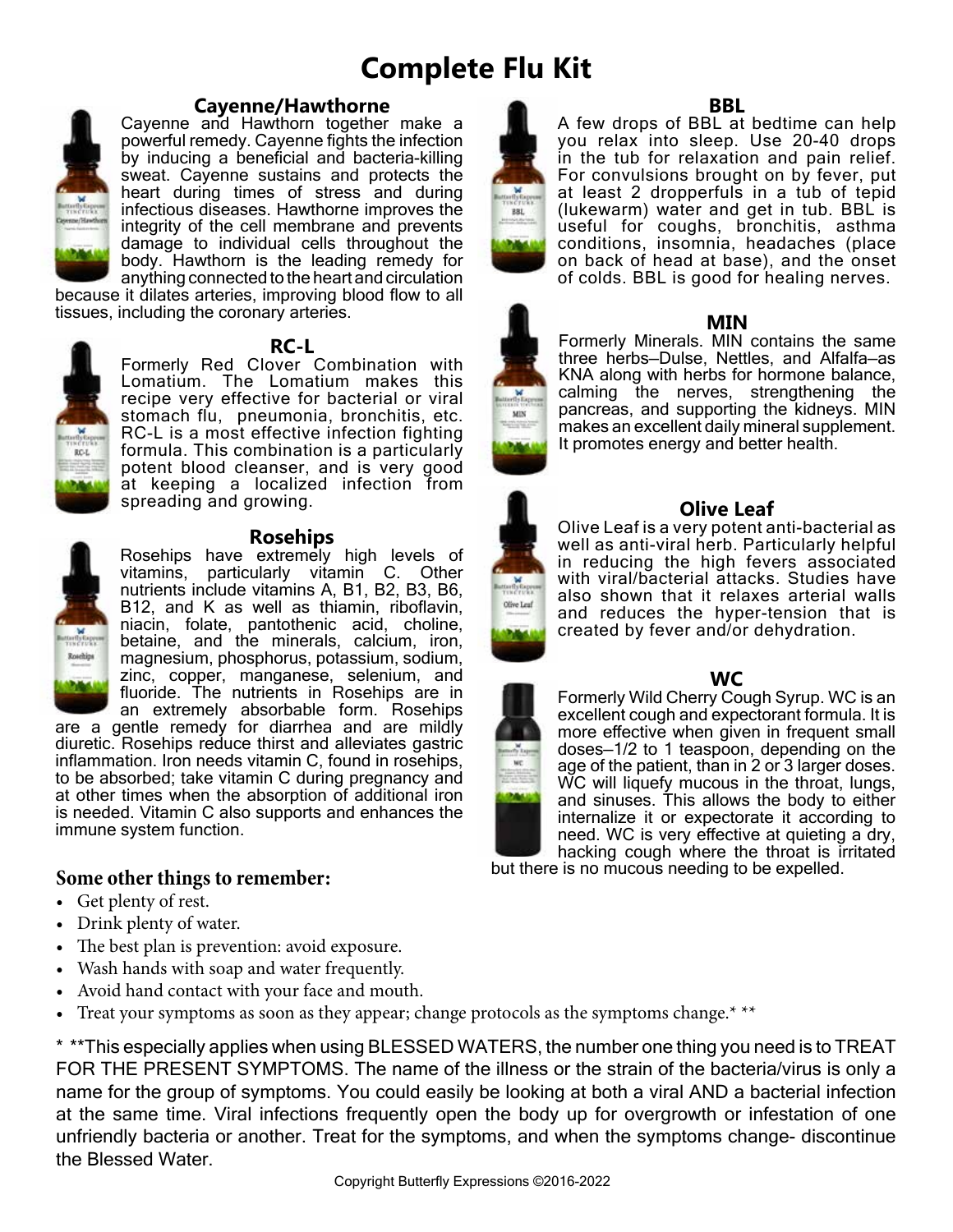# Complete Flu Kit

## Cayenne/Hawthorne

Cayenne and Hawthorn together make a powerful remedy. Cayenne fights the infection by inducing a beneficial and bacteria-killing sweat. Cayenne sustains and protects the heart during times of stress and during infectious diseases. Hawthorne improves the integrity of the cell membrane and prevents damage to individual cells throughout the body. Hawthorn is the leading remedy for anything connected to the heart and circulation because it dilates arteries, improving blood flow to all tissues, including the coronary arteries.

## RC-L

Formerly Red Clover Combination with Lomatium. The Lomatium makes this recipe very effective for bacterial or viral stomach flu, pneumonia, bronchitis, etc. RC-L is a most effective infection fighting formula. This combination is a particularly potent blood cleanser, and is very good at keeping a localized infection from spreading and growing.

## Rosehips

Rosehips have extremely high levels of vitamins, particularly vitamin C. Other nutrients include vitamins A, B1, B2, B3, B6, B12, and K as well as thiamin, riboflavin, niacin, folate, pantothenic acid, choline, betaine, and the minerals, calcium, iron, magnesium, phosphorus, potassium, sodium, zinc, copper, manganese, selenium, and fluoride. The nutrients in Rosehips are in an extremely absorbable form. Rosehips are a gentle remedy for diarrhea and are mildly diuretic. Rosehips reduce thirst and alleviates gastric inflammation. Iron needs vitamin C, found in rosehips, to be absorbed; take vitamin C during pregnancy and at other times when the absorption of additional iron is needed. Vitamin C also supports and enhances the immune system function.

## BBL

A few drops of BBL at bedtime can help you relax into sleep. Use 20-40 drops in the tub for relaxation and pain relief. For convulsions brought on by fever, put at least 2 dropperfuls in a tub of tepid (lukewarm) water and get in tub. BBL is useful for coughs, bronchitis, asthma conditions, insomnia, headaches (place on back of head at base), and the onset of colds. BBL is good for healing nerves.

## MIN

Formerly Minerals. MIN contains the same three herbs–Dulse, Nettles, and Alfalfa–as KNA along with herbs for hormone balance, calming the nerves, strengthening the pancreas, and supporting the kidneys. MIN makes an excellent daily mineral supplement. It promotes energy and better health.

## Olive Leaf

Olive Leaf is a very potent anti-bacterial as well as anti-viral herb. Particularly helpful in reducing the high fevers associated with viral/bacterial attacks. Studies have also shown that it relaxes arterial walls and reduces the hyper-tension that is created by fever and/or dehydration.

## WC

Formerly Wild Cherry Cough Syrup. WC is an excellent cough and expectorant formula. It is more effective when given in frequent small doses–1/2 to 1 teaspoon, depending on the age of the patient, than in 2 or 3 larger doses. WC will liquefy mucous in the throat, lungs, and sinuses. This allows the body to either internalize it or expectorate it according to need. WC is very effective at quieting a dry, hacking cough where the throat is irritated but there is no mucous needing to be expelled.

### Some other things to remember:

- Get plenty of rest.
- Drink plenty of water.
- The best plan is prevention: avoid exposure.
- Wash hands with soap and water frequently.
- Avoid hand contact with your face and mouth.
- Treat your symptoms as soon as they appear; change protocols as the symptoms change.* **

* **This especially applies when using BLESSED WATERS, the number one thing you need is to TREAT FOR THE PRESENT SYMPTOMS. The name of the illness or the strain of the bacteria/virus is only a name for the group of symptoms. You could easily be looking at both a viral AND a bacterial infection at the same time. Viral infections frequently open the body up for overgrowth or infestation of one unfriendly bacteria or another. Treat for the symptoms, and when the symptoms change- discontinue the Blessed Water.

Copyright Butterfly Expressions ©2016-2022